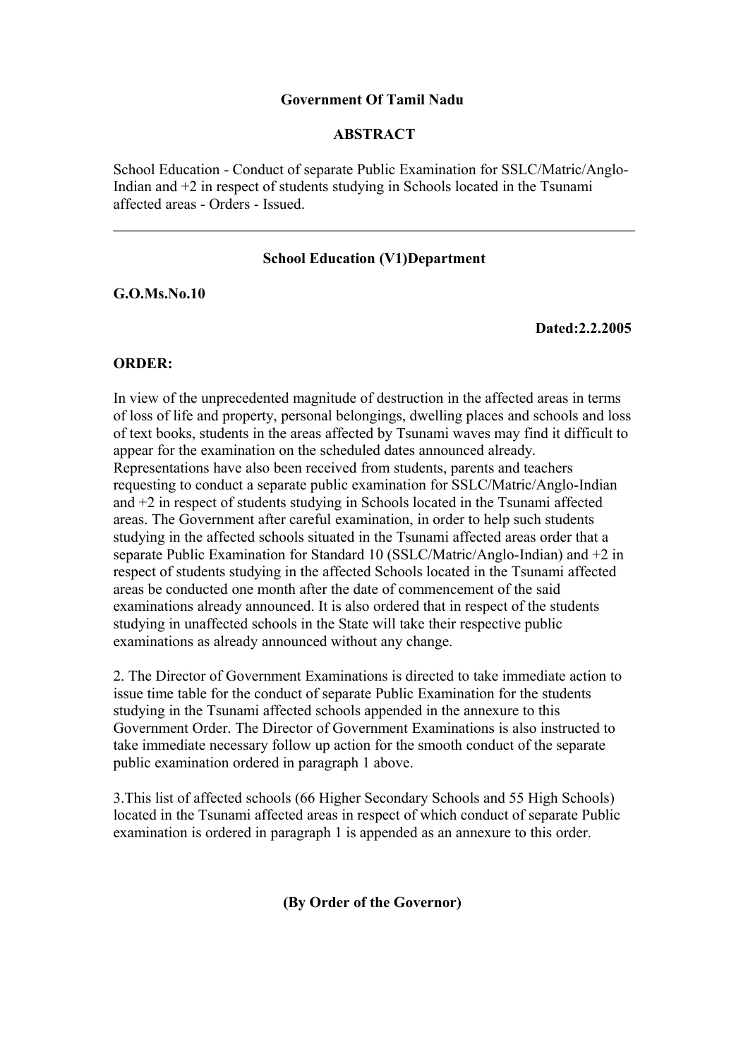**Government Of Tamil Nadu**

**ABSTRACT**

School Education - Conduct of separate Public Examination for SSLC/Matric/Anglo-Indian and +2 in respect of students studying in Schools located in the Tsunami affected areas - Orders - Issued.

---

**School Education (V1)Department**

**G.O.Ms.No.10**

**Dated:2.2.2005**

**ORDER:**

In view of the unprecedented magnitude of destruction in the affected areas in terms of loss of life and property, personal belongings, dwelling places and schools and loss of text books, students in the areas affected by Tsunami waves may find it difficult to appear for the examination on the scheduled dates announced already. Representations have also been received from students, parents and teachers requesting to conduct a separate public examination for SSLC/Matric/Anglo-Indian and +2 in respect of students studying in Schools located in the Tsunami affected areas. The Government after careful examination, in order to help such students studying in the affected schools situated in the Tsunami affected areas order that a separate Public Examination for Standard 10 (SSLC/Matric/Anglo-Indian) and +2 in respect of students studying in the affected Schools located in the Tsunami affected areas be conducted one month after the date of commencement of the said examinations already announced. It is also ordered that in respect of the students studying in unaffected schools in the State will take their respective public examinations as already announced without any change.

2. The Director of Government Examinations is directed to take immediate action to issue time table for the conduct of separate Public Examination for the students studying in the Tsunami affected schools appended in the annexure to this Government Order. The Director of Government Examinations is also instructed to take immediate necessary follow up action for the smooth conduct of the separate public examination ordered in paragraph 1 above.

3.This list of affected schools (66 Higher Secondary Schools and 55 High Schools) located in the Tsunami affected areas in respect of which conduct of separate Public examination is ordered in paragraph 1 is appended as an annexure to this order.

**(By Order of the Governor)**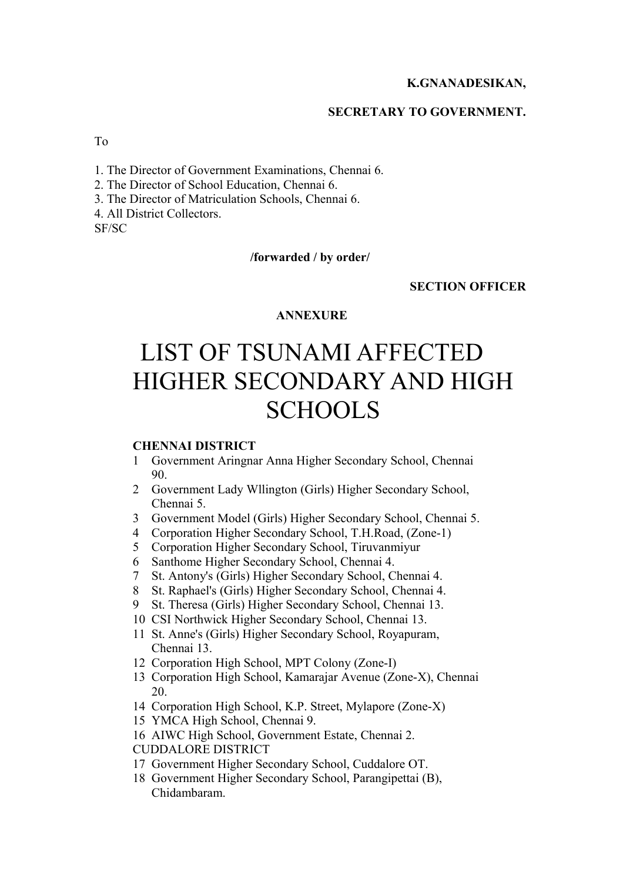**K.GNANADESIKAN,**

**SECRETARY TO GOVERNMENT.**

To

1. The Director of Government Examinations, Chennai 6.
2. The Director of School Education, Chennai 6.
3. The Director of Matriculation Schools, Chennai 6.
4. All District Collectors.

SF/SC

**/forwarded / by order/**

**SECTION OFFICER**

**ANNEXURE**

# LIST OF TSUNAMI AFFECTED HIGHER SECONDARY AND HIGH SCHOOLS

**CHENNAI DISTRICT**

1 Government Aringnar Anna Higher Secondary School, Chennai 90.
2 Government Lady Wllington (Girls) Higher Secondary School, Chennai 5.
3 Government Model (Girls) Higher Secondary School, Chennai 5.
4 Corporation Higher Secondary School, T.H.Road, (Zone-1)
5 Corporation Higher Secondary School, Tiruvanmiyur
6 Santhome Higher Secondary School, Chennai 4.
7 St. Antony's (Girls) Higher Secondary School, Chennai 4.
8 St. Raphael's (Girls) Higher Secondary School, Chennai 4.
9 St. Theresa (Girls) Higher Secondary School, Chennai 13.
10 CSI Northwick Higher Secondary School, Chennai 13.
11 St. Anne's (Girls) Higher Secondary School, Royapuram, Chennai 13.
12 Corporation High School, MPT Colony (Zone-I)
13 Corporation High School, Kamarajar Avenue (Zone-X), Chennai 20.
14 Corporation High School, K.P. Street, Mylapore (Zone-X)
15 YMCA High School, Chennai 9.
16 AIWC High School, Government Estate, Chennai 2.

CUDDALORE DISTRICT

17 Government Higher Secondary School, Cuddalore OT.
18 Government Higher Secondary School, Parangipettai (B), Chidambaram.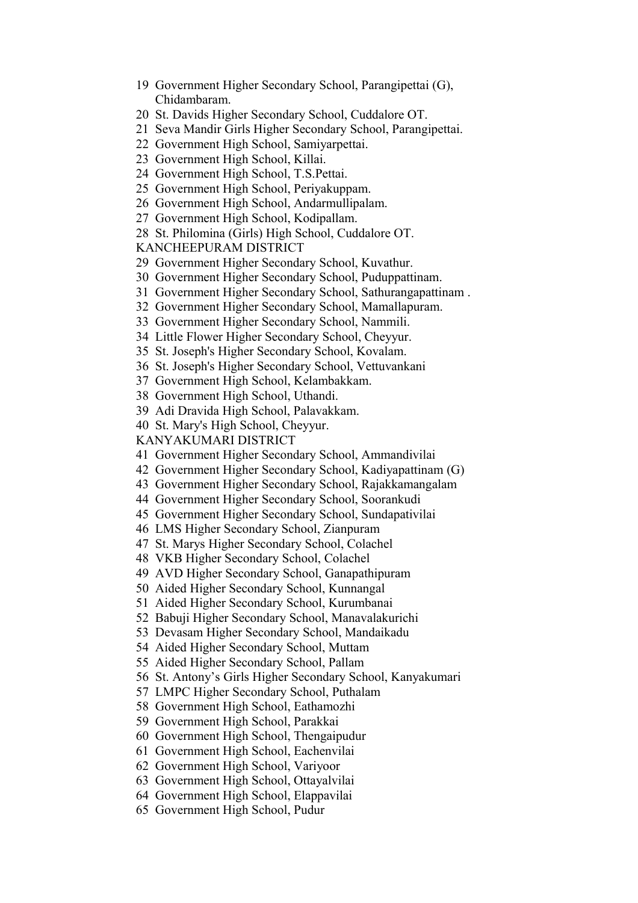19 Government Higher Secondary School, Parangipettai (G), Chidambaram.
20 St. Davids Higher Secondary School, Cuddalore OT.
21 Seva Mandir Girls Higher Secondary School, Parangipettai.
22 Government High School, Samiyarpettai.
23 Government High School, Killai.
24 Government High School, T.S.Pettai.
25 Government High School, Periyakuppam.
26 Government High School, Andarmullipalam.
27 Government High School, Kodipallam.
28 St. Philomina (Girls) High School, Cuddalore OT.

KANCHEEPURAM DISTRICT

29 Government Higher Secondary School, Kuvathur.
30 Government Higher Secondary School, Puduppattinam.
31 Government Higher Secondary School, Sathurangapattinam .
32 Government Higher Secondary School, Mamallapuram.
33 Government Higher Secondary School, Nammili.
34 Little Flower Higher Secondary School, Cheyyur.
35 St. Joseph's Higher Secondary School, Kovalam.
36 St. Joseph's Higher Secondary School, Vettuvankani
37 Government High School, Kelambakkam.
38 Government High School, Uthandi.
39 Adi Dravida High School, Palavakkam.
40 St. Mary's High School, Cheyyur.

KANYAKUMARI DISTRICT

41 Government Higher Secondary School, Ammandivilai
42 Government Higher Secondary School, Kadiyapattinam (G)
43 Government Higher Secondary School, Rajakkamangalam
44 Government Higher Secondary School, Soorankudi
45 Government Higher Secondary School, Sundapativilai
46 LMS Higher Secondary School, Zianpuram
47 St. Marys Higher Secondary School, Colachel
48 VKB Higher Secondary School, Colachel
49 AVD Higher Secondary School, Ganapathipuram
50 Aided Higher Secondary School, Kunnangal
51 Aided Higher Secondary School, Kurumbanai
52 Babuji Higher Secondary School, Manavalakurichi
53 Devasam Higher Secondary School, Mandaikadu
54 Aided Higher Secondary School, Muttam
55 Aided Higher Secondary School, Pallam
56 St. Antony's Girls Higher Secondary School, Kanyakumari
57 LMPC Higher Secondary School, Puthalam
58 Government High School, Eathamozhi
59 Government High School, Parakkai
60 Government High School, Thengaipudur
61 Government High School, Eachenvilai
62 Government High School, Variyoor
63 Government High School, Ottayalvilai
64 Government High School, Elappavilai
65 Government High School, Pudur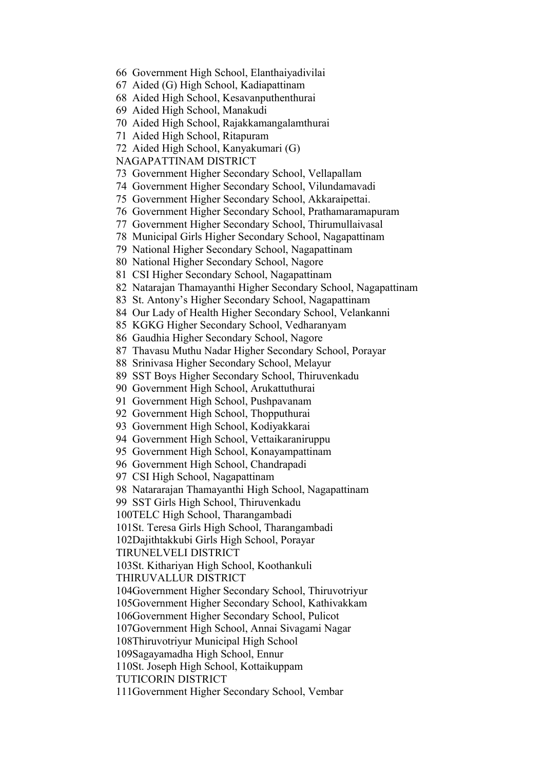66 Government High School, Elanthaiyadivilai

67 Aided (G) High School, Kadiapattinam

68 Aided High School, Kesavanputhenthurai

69 Aided High School, Manakudi

70 Aided High School, Rajakkamangalamthurai

71 Aided High School, Ritapuram

72 Aided High School, Kanyakumari (G)

NAGAPATTINAM DISTRICT

73 Government Higher Secondary School, Vellapallam

74 Government Higher Secondary School, Vilundamavadi

75 Government Higher Secondary School, Akkaraipettai.

76 Government Higher Secondary School, Prathamaramapuram

77 Government Higher Secondary School, Thirumullaivasal

78 Municipal Girls Higher Secondary School, Nagapattinam

79 National Higher Secondary School, Nagapattinam

80 National Higher Secondary School, Nagore

81 CSI Higher Secondary School, Nagapattinam

82 Natarajan Thamayanthi Higher Secondary School, Nagapattinam

83 St. Antony's Higher Secondary School, Nagapattinam

84 Our Lady of Health Higher Secondary School, Velankanni

85 KGKG Higher Secondary School, Vedharanyam

86 Gaudhia Higher Secondary School, Nagore

87 Thavasu Muthu Nadar Higher Secondary School, Porayar

88 Srinivasa Higher Secondary School, Melayur

89 SST Boys Higher Secondary School, Thiruvenkadu

90 Government High School, Arukattuthurai

91 Government High School, Pushpavanam

92 Government High School, Thopputhurai

93 Government High School, Kodiyakkarai

94 Government High School, Vettaikaraniruppu

95 Government High School, Konayampattinam

96 Government High School, Chandrapadi

97 CSI High School, Nagapattinam

98 Natararajan Thamayanthi High School, Nagapattinam

99 SST Girls High School, Thiruvenkadu

100TELC High School, Tharangambadi

101St. Teresa Girls High School, Tharangambadi

102Dajithtakkubi Girls High School, Porayar

TIRUNELVELI DISTRICT

103St. Kithariyan High School, Koothankuli

THIRUVALLUR DISTRICT

104Government Higher Secondary School, Thiruvotriyur

105Government Higher Secondary School, Kathivakkam

106Government Higher Secondary School, Pulicot

107Government High School, Annai Sivagami Nagar

108Thiruvotriyur Municipal High School

109Sagayamadha High School, Ennur

110St. Joseph High School, Kottaikuppam

TUTICORIN DISTRICT

111Government Higher Secondary School, Vembar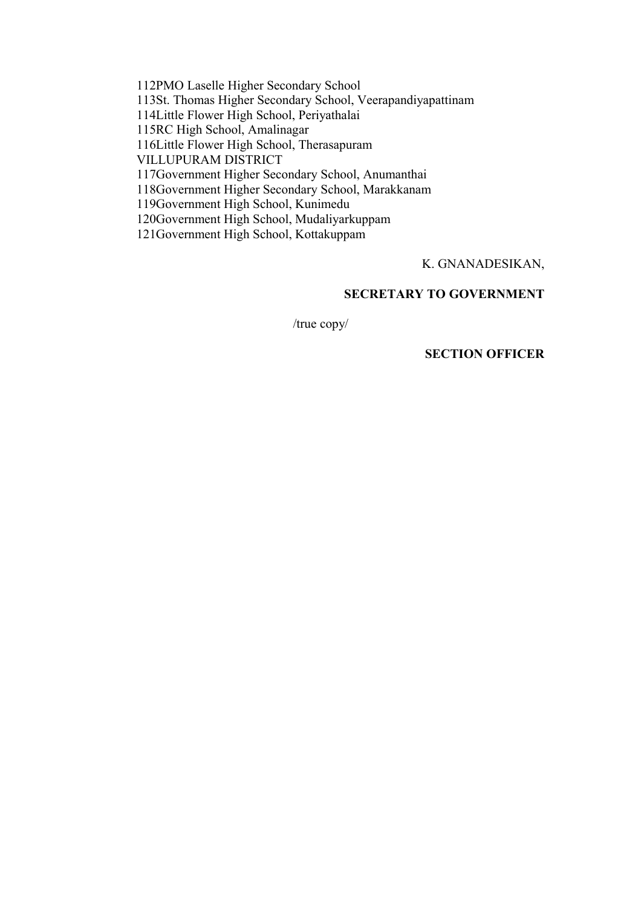112PMO Laselle Higher Secondary School
113St. Thomas Higher Secondary School, Veerapandiyapattinam
114Little Flower High School, Periyathalai
115RC High School, Amalinagar
116Little Flower High School, Therasapuram
VILLUPURAM DISTRICT
117Government Higher Secondary School, Anumanthai
118Government Higher Secondary School, Marakkanam
119Government High School, Kunimedu
120Government High School, Mudaliyarkuppam
121Government High School, Kottakuppam

K. GNANADESIKAN,

**SECRETARY TO GOVERNMENT**

/true copy/

**SECTION OFFICER**